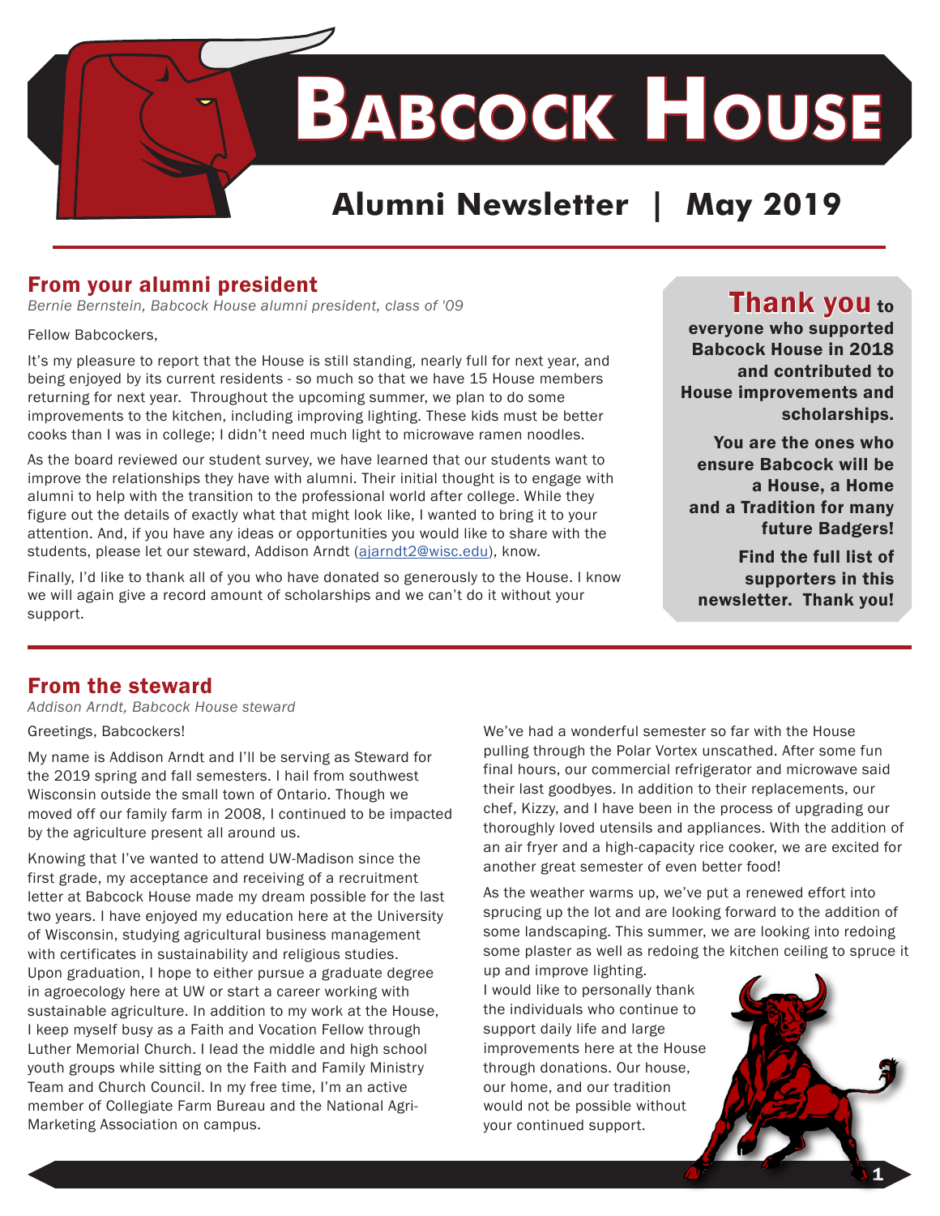# Babcock House

## Alumni Newsletter | May 2019

## From your alumni president

*Bernie Bernstein, Babcock House alumni president, class of '09*

Fellow Babcockers,

It's my pleasure to report that the House is still standing, nearly full for next year, and being enjoyed by its current residents - so much so that we have 15 House members returning for next year. Throughout the upcoming summer, we plan to do some improvements to the kitchen, including improving lighting. These kids must be better cooks than I was in college; I didn't need much light to microwave ramen noodles.

As the board reviewed our student survey, we have learned that our students want to improve the relationships they have with alumni. Their initial thought is to engage with alumni to help with the transition to the professional world after college. While they figure out the details of exactly what that might look like, I wanted to bring it to your attention. And, if you have any ideas or opportunities you would like to share with the students, please let our steward, Addison Arndt (ajarndt2@wisc.edu), know.

Finally, I'd like to thank all of you who have donated so generously to the House. I know we will again give a record amount of scholarships and we can't do it without your support.

**Thank you to everyone who supported Babcock House in 2018 and contributed to House improvements and scholarships.**

**You are the ones who ensure Babcock will be a House, a Home and a Tradition for many future Badgers!**

**Find the full list of supporters in this newsletter. Thank you!**

## From the steward

*Addison Arndt, Babcock House steward*

Greetings, Babcockers!

My name is Addison Arndt and I'll be serving as Steward for the 2019 spring and fall semesters. I hail from southwest Wisconsin outside the small town of Ontario. Though we moved off our family farm in 2008, I continued to be impacted by the agriculture present all around us.

Knowing that I've wanted to attend UW-Madison since the first grade, my acceptance and receiving of a recruitment letter at Babcock House made my dream possible for the last two years. I have enjoyed my education here at the University of Wisconsin, studying agricultural business management with certificates in sustainability and religious studies. Upon graduation, I hope to either pursue a graduate degree in agroecology here at UW or start a career working with sustainable agriculture. In addition to my work at the House, I keep myself busy as a Faith and Vocation Fellow through Luther Memorial Church. I lead the middle and high school youth groups while sitting on the Faith and Family Ministry Team and Church Council. In my free time, I'm an active member of Collegiate Farm Bureau and the National Agri-Marketing Association on campus.

We've had a wonderful semester so far with the House pulling through the Polar Vortex unscathed. After some fun final hours, our commercial refrigerator and microwave said their last goodbyes. In addition to their replacements, our chef, Kizzy, and I have been in the process of upgrading our thoroughly loved utensils and appliances. With the addition of an air fryer and a high-capacity rice cooker, we are excited for another great semester of even better food!

As the weather warms up, we've put a renewed effort into sprucing up the lot and are looking forward to the addition of some landscaping. This summer, we are looking into redoing some plaster as well as redoing the kitchen ceiling to spruce it up and improve lighting.

I would like to personally thank the individuals who continue to support daily life and large improvements here at the House through donations. Our house, our home, and our tradition would not be possible without your continued support.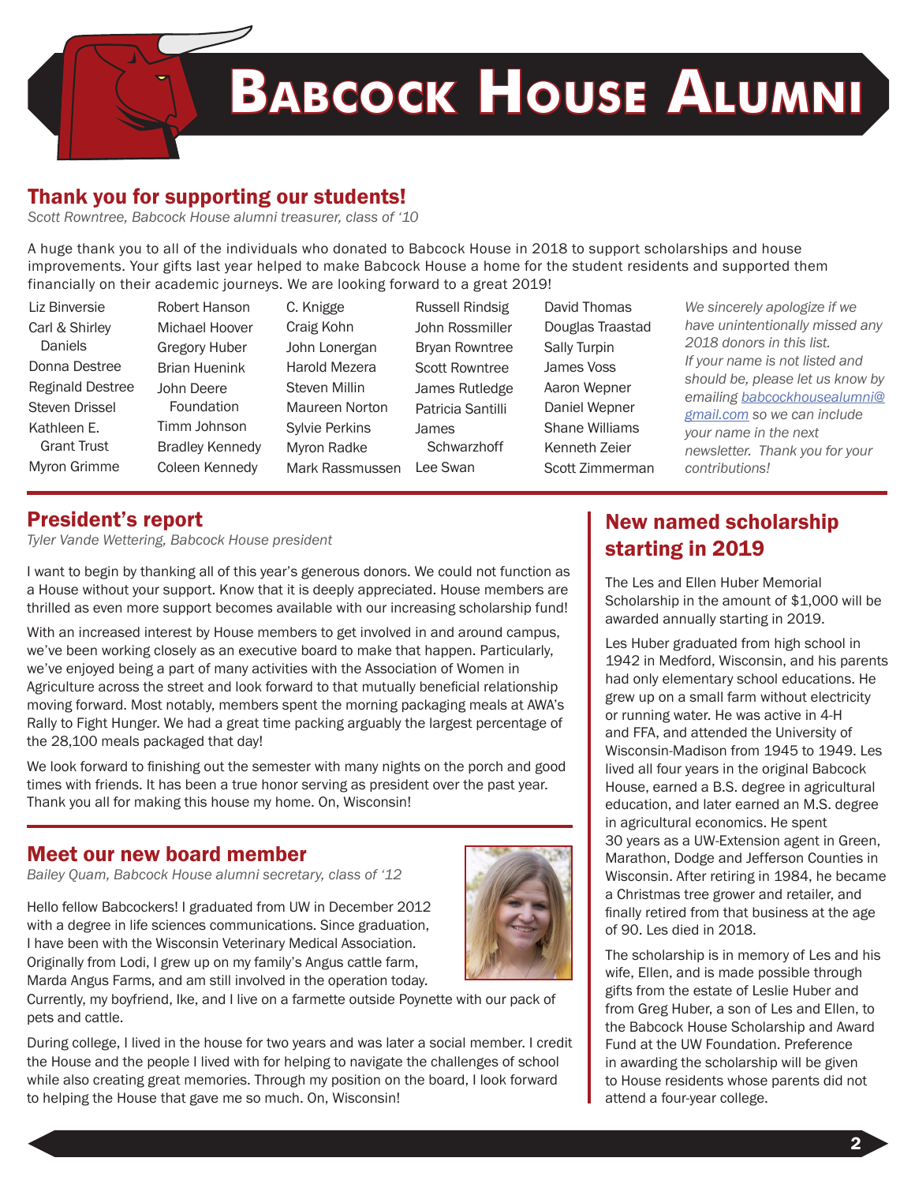# Babcock House Alumni

## Thank you for supporting our students!

*Scott Rowntree, Babcock House alumni treasurer, class of '10*

A huge thank you to all of the individuals who donated to Babcock House in 2018 to support scholarships and house improvements. Your gifts last year helped to make Babcock House a home for the student residents and supported them financially on their academic journeys. We are looking forward to a great 2019!

Liz Binversie
Carl & Shirley Daniels
Donna Destree
Reginald Destree
Steven Drissel
Kathleen E. Grant Trust
Myron Grimme
Robert Hanson
Michael Hoover
Gregory Huber
Brian Huenink
John Deere Foundation
Timm Johnson
Bradley Kennedy
Coleen Kennedy
C. Knigge
Craig Kohn
John Lonergan
Harold Mezera
Steven Millin
Maureen Norton
Sylvie Perkins
Myron Radke
Mark Rassmussen
Russell Rindsig
John Rossmiller
Bryan Rowntree
Scott Rowntree
James Rutledge
Patricia Santilli
James Schwarzhoff
Lee Swan
David Thomas
Douglas Traastad
Sally Turpin
James Voss
Aaron Wepner
Daniel Wepner
Shane Williams
Kenneth Zeier
Scott Zimmerman

*We sincerely apologize if we have unintentionally missed any 2018 donors in this list. If your name is not listed and should be, please let us know by emailing babcockhousealumni@gmail.com so we can include your name in the next newsletter. Thank you for your contributions!*

## President's report

*Tyler Vande Wettering, Babcock House president*

I want to begin by thanking all of this year's generous donors. We could not function as a House without your support. Know that it is deeply appreciated. House members are thrilled as even more support becomes available with our increasing scholarship fund!

With an increased interest by House members to get involved in and around campus, we've been working closely as an executive board to make that happen. Particularly, we've enjoyed being a part of many activities with the Association of Women in Agriculture across the street and look forward to that mutually beneficial relationship moving forward. Most notably, members spent the morning packaging meals at AWA's Rally to Fight Hunger. We had a great time packing arguably the largest percentage of the 28,100 meals packaged that day!

We look forward to finishing out the semester with many nights on the porch and good times with friends. It has been a true honor serving as president over the past year. Thank you all for making this house my home. On, Wisconsin!

## Meet our new board member

*Bailey Quam, Babcock House alumni secretary, class of '12*

Hello fellow Babcockers! I graduated from UW in December 2012 with a degree in life sciences communications. Since graduation, I have been with the Wisconsin Veterinary Medical Association. Originally from Lodi, I grew up on my family's Angus cattle farm, Marda Angus Farms, and am still involved in the operation today. Currently, my boyfriend, Ike, and I live on a farmette outside Poynette with our pack of pets and cattle.

During college, I lived in the house for two years and was later a social member. I credit the House and the people I lived with for helping to navigate the challenges of school while also creating great memories. Through my position on the board, I look forward to helping the House that gave me so much. On, Wisconsin!

## New named scholarship starting in 2019

The Les and Ellen Huber Memorial Scholarship in the amount of $1,000 will be awarded annually starting in 2019.

Les Huber graduated from high school in 1942 in Medford, Wisconsin, and his parents had only elementary school educations. He grew up on a small farm without electricity or running water. He was active in 4-H and FFA, and attended the University of Wisconsin-Madison from 1945 to 1949. Les lived all four years in the original Babcock House, earned a B.S. degree in agricultural education, and later earned an M.S. degree in agricultural economics. He spent 30 years as a UW-Extension agent in Green, Marathon, Dodge and Jefferson Counties in Wisconsin. After retiring in 1984, he became a Christmas tree grower and retailer, and finally retired from that business at the age of 90. Les died in 2018.

The scholarship is in memory of Les and his wife, Ellen, and is made possible through gifts from the estate of Leslie Huber and from Greg Huber, a son of Les and Ellen, to the Babcock House Scholarship and Award Fund at the UW Foundation. Preference in awarding the scholarship will be given to House residents whose parents did not attend a four-year college.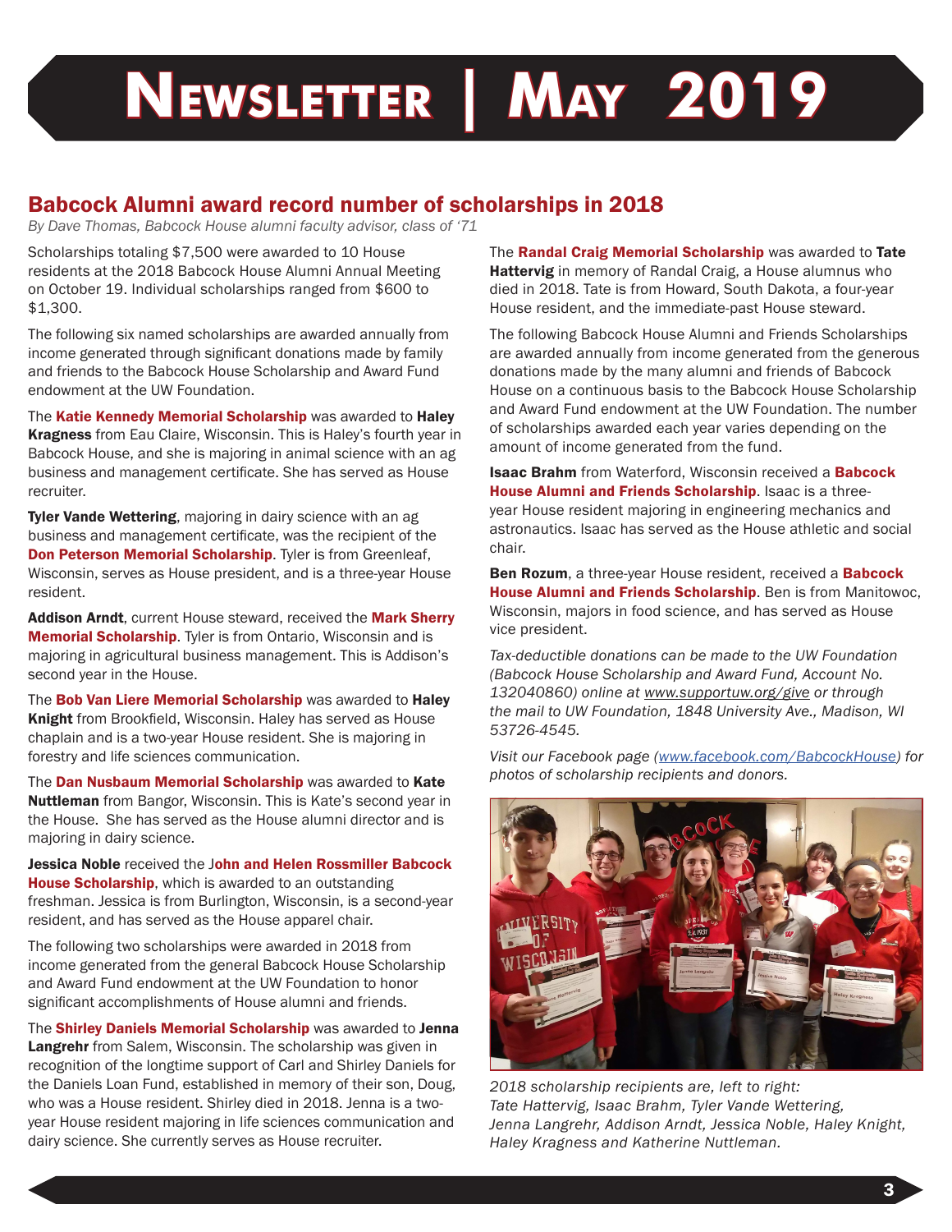# Newsletter | May 2019

## Babcock Alumni award record number of scholarships in 2018

*By Dave Thomas, Babcock House alumni faculty advisor, class of '71*

Scholarships totaling $7,500 were awarded to 10 House residents at the 2018 Babcock House Alumni Annual Meeting on October 19. Individual scholarships ranged from $600 to $1,300.

The following six named scholarships are awarded annually from income generated through significant donations made by family and friends to the Babcock House Scholarship and Award Fund endowment at the UW Foundation.

The **Katie Kennedy Memorial Scholarship** was awarded to **Haley Kragness** from Eau Claire, Wisconsin. This is Haley's fourth year in Babcock House, and she is majoring in animal science with an ag business and management certificate. She has served as House recruiter.

**Tyler Vande Wettering**, majoring in dairy science with an ag business and management certificate, was the recipient of the **Don Peterson Memorial Scholarship**. Tyler is from Greenleaf, Wisconsin, serves as House president, and is a three-year House resident.

**Addison Arndt**, current House steward, received the **Mark Sherry Memorial Scholarship**. Tyler is from Ontario, Wisconsin and is majoring in agricultural business management. This is Addison's second year in the House.

The **Bob Van Liere Memorial Scholarship** was awarded to **Haley Knight** from Brookfield, Wisconsin. Haley has served as House chaplain and is a two-year House resident. She is majoring in forestry and life sciences communication.

The **Dan Nusbaum Memorial Scholarship** was awarded to **Kate Nuttleman** from Bangor, Wisconsin. This is Kate's second year in the House. She has served as the House alumni director and is majoring in dairy science.

**Jessica Noble** received the **John and Helen Rossmiller Babcock House Scholarship**, which is awarded to an outstanding freshman. Jessica is from Burlington, Wisconsin, is a second-year resident, and has served as the House apparel chair.

The following two scholarships were awarded in 2018 from income generated from the general Babcock House Scholarship and Award Fund endowment at the UW Foundation to honor significant accomplishments of House alumni and friends.

The **Shirley Daniels Memorial Scholarship** was awarded to **Jenna Langrehr** from Salem, Wisconsin. The scholarship was given in recognition of the longtime support of Carl and Shirley Daniels for the Daniels Loan Fund, established in memory of their son, Doug, who was a House resident. Shirley died in 2018. Jenna is a two-year House resident majoring in life sciences communication and dairy science. She currently serves as House recruiter.

The **Randal Craig Memorial Scholarship** was awarded to **Tate Hattervig** in memory of Randal Craig, a House alumnus who died in 2018. Tate is from Howard, South Dakota, a four-year House resident, and the immediate-past House steward.

The following Babcock House Alumni and Friends Scholarships are awarded annually from income generated from the generous donations made by the many alumni and friends of Babcock House on a continuous basis to the Babcock House Scholarship and Award Fund endowment at the UW Foundation. The number of scholarships awarded each year varies depending on the amount of income generated from the fund.

**Isaac Brahm** from Waterford, Wisconsin received a **Babcock House Alumni and Friends Scholarship**. Isaac is a three-year House resident majoring in engineering mechanics and astronautics. Isaac has served as the House athletic and social chair.

**Ben Rozum**, a three-year House resident, received a **Babcock House Alumni and Friends Scholarship**. Ben is from Manitowoc, Wisconsin, majors in food science, and has served as House vice president.

*Tax-deductible donations can be made to the UW Foundation (Babcock House Scholarship and Award Fund, Account No. 132040860) online at www.supportuw.org/give or through the mail to UW Foundation, 1848 University Ave., Madison, WI 53726-4545.*

*Visit our Facebook page (www.facebook.com/BabcockHouse) for photos of scholarship recipients and donors.*

*2018 scholarship recipients are, left to right: Tate Hattervig, Isaac Brahm, Tyler Vande Wettering, Jenna Langrehr, Addison Arndt, Jessica Noble, Haley Knight, Haley Kragness and Katherine Nuttleman.*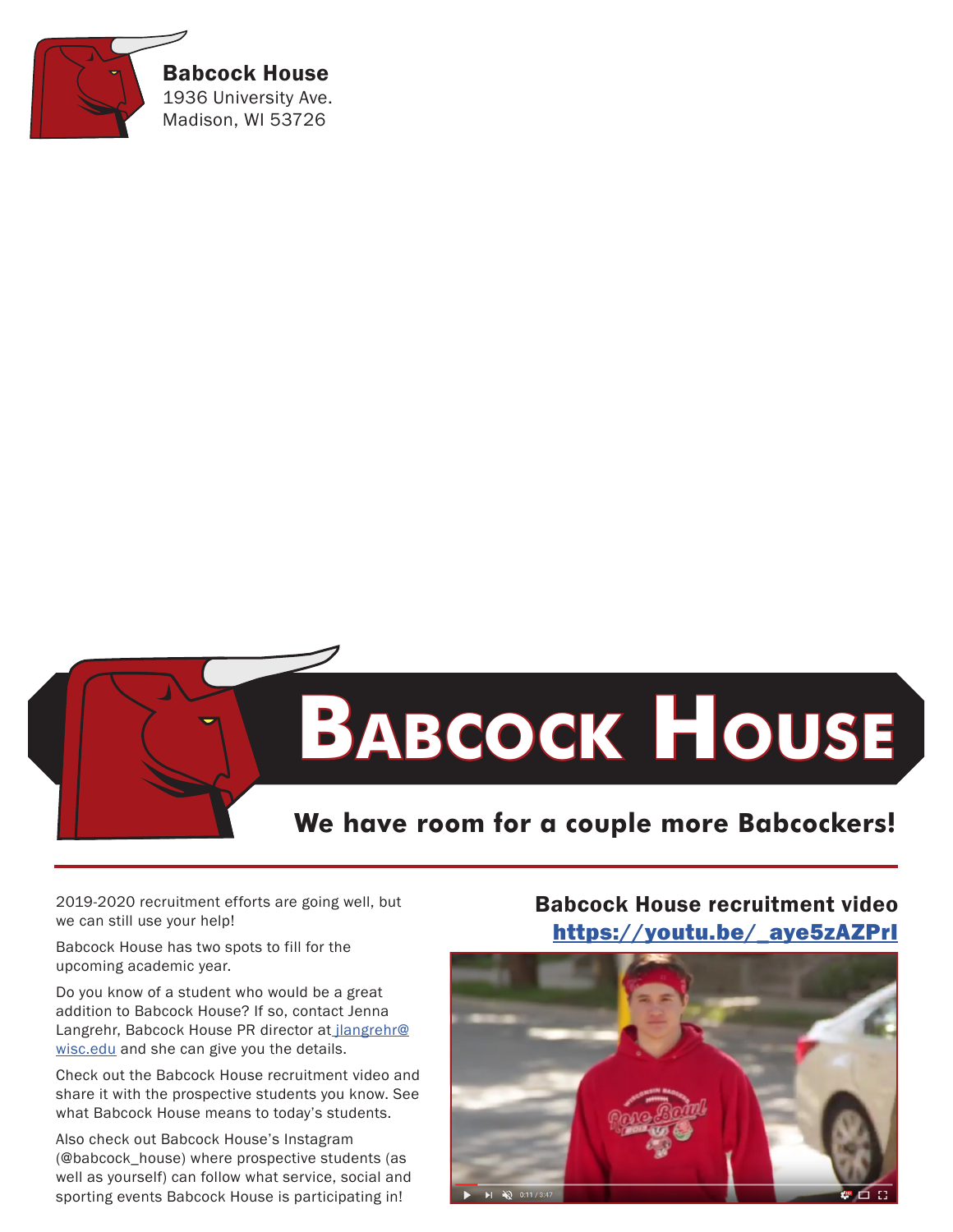**Babcock House**
1936 University Ave.
Madison, WI 53726

# Babcock House

## We have room for a couple more Babcockers!

2019-2020 recruitment efforts are going well, but we can still use your help!

Babcock House has two spots to fill for the upcoming academic year.

Do you know of a student who would be a great addition to Babcock House? If so, contact Jenna Langrehr, Babcock House PR director at jlangrehr@wisc.edu and she can give you the details.

Check out the Babcock House recruitment video and share it with the prospective students you know. See what Babcock House means to today's students.

Also check out Babcock House's Instagram (@babcock_house) where prospective students (as well as yourself) can follow what service, social and sporting events Babcock House is participating in!

### Babcock House recruitment video

https://youtu.be/_aye5zAZPrI